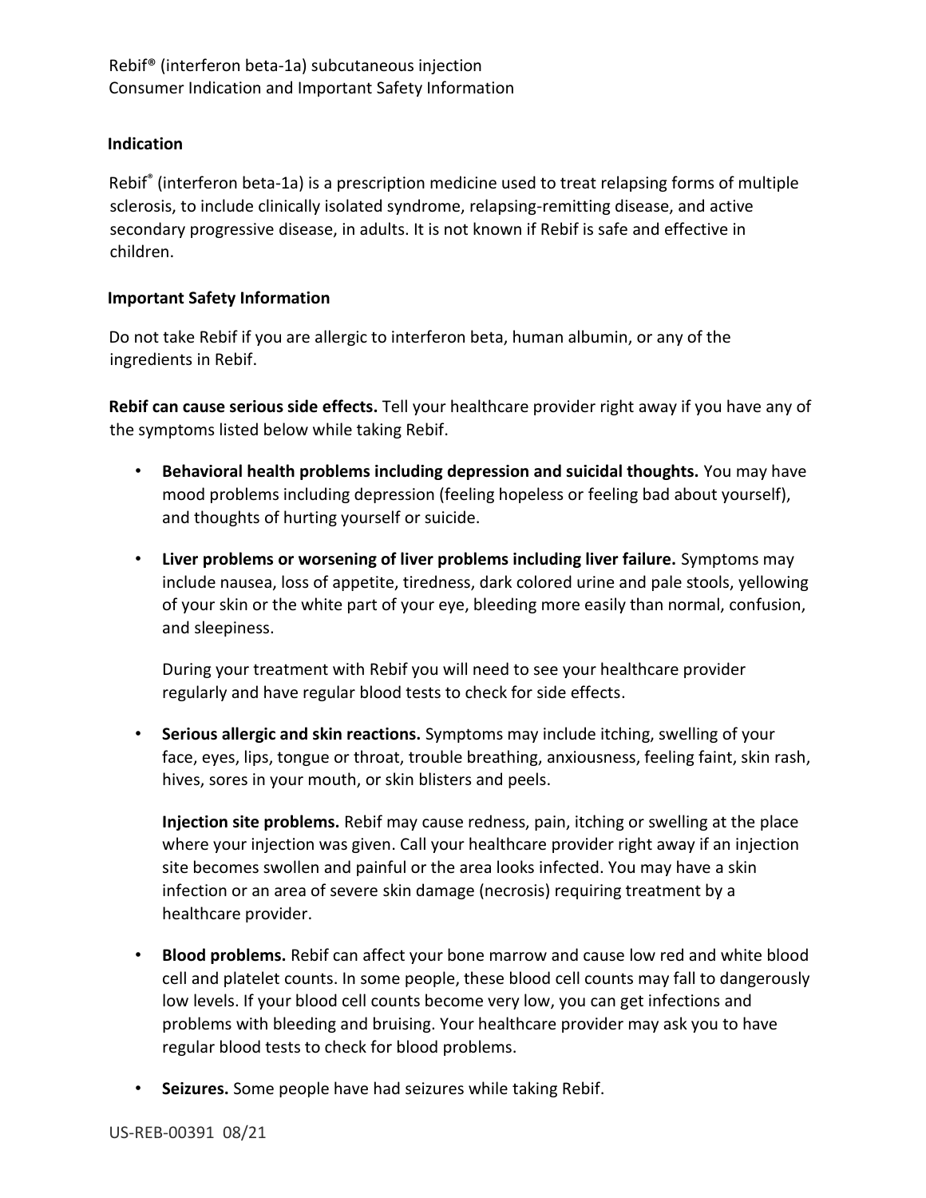Rebif® (interferon beta-1a) subcutaneous injection
Consumer Indication and Important Safety Information

## Indication

Rebif® (interferon beta-1a) is a prescription medicine used to treat relapsing forms of multiple sclerosis, to include clinically isolated syndrome, relapsing-remitting disease, and active secondary progressive disease, in adults. It is not known if Rebif is safe and effective in children.

## Important Safety Information

Do not take Rebif if you are allergic to interferon beta, human albumin, or any of the ingredients in Rebif.

**Rebif can cause serious side effects.** Tell your healthcare provider right away if you have any of the symptoms listed below while taking Rebif.

- **Behavioral health problems including depression and suicidal thoughts.** You may have mood problems including depression (feeling hopeless or feeling bad about yourself), and thoughts of hurting yourself or suicide.
- **Liver problems or worsening of liver problems including liver failure.** Symptoms may include nausea, loss of appetite, tiredness, dark colored urine and pale stools, yellowing of your skin or the white part of your eye, bleeding more easily than normal, confusion, and sleepiness.

  During your treatment with Rebif you will need to see your healthcare provider regularly and have regular blood tests to check for side effects.

- **Serious allergic and skin reactions.** Symptoms may include itching, swelling of your face, eyes, lips, tongue or throat, trouble breathing, anxiousness, feeling faint, skin rash, hives, sores in your mouth, or skin blisters and peels.

  **Injection site problems.** Rebif may cause redness, pain, itching or swelling at the place where your injection was given. Call your healthcare provider right away if an injection site becomes swollen and painful or the area looks infected. You may have a skin infection or an area of severe skin damage (necrosis) requiring treatment by a healthcare provider.

- **Blood problems.** Rebif can affect your bone marrow and cause low red and white blood cell and platelet counts. In some people, these blood cell counts may fall to dangerously low levels. If your blood cell counts become very low, you can get infections and problems with bleeding and bruising. Your healthcare provider may ask you to have regular blood tests to check for blood problems.
- **Seizures.** Some people have had seizures while taking Rebif.

US-REB-00391 08/21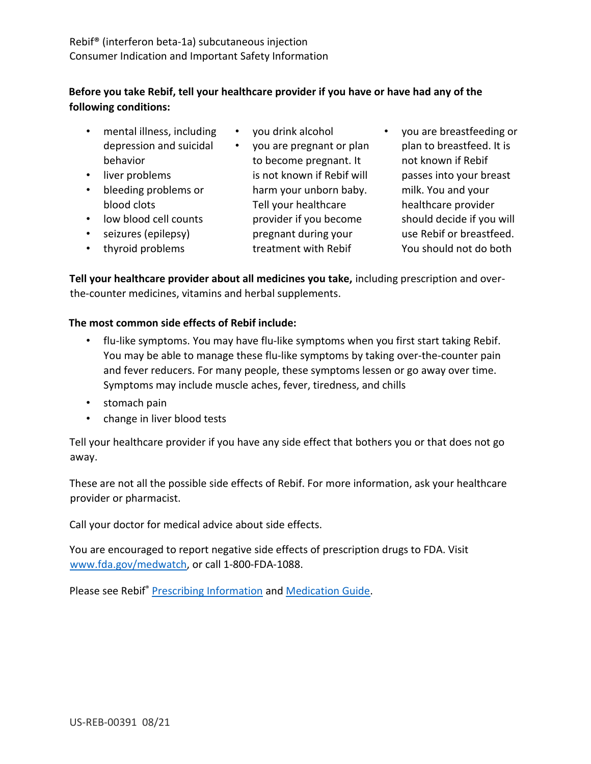Rebif® (interferon beta-1a) subcutaneous injection
Consumer Indication and Important Safety Information

**Before you take Rebif, tell your healthcare provider if you have or have had any of the following conditions:**

- mental illness, including depression and suicidal behavior
- liver problems
- bleeding problems or blood clots
- low blood cell counts
- seizures (epilepsy)
- thyroid problems
- you drink alcohol
- you are pregnant or plan to become pregnant. It is not known if Rebif will harm your unborn baby. Tell your healthcare provider if you become pregnant during your treatment with Rebif
- you are breastfeeding or plan to breastfeed. It is not known if Rebif passes into your breast milk. You and your healthcare provider should decide if you will use Rebif or breastfeed. You should not do both

**Tell your healthcare provider about all medicines you take,** including prescription and over-the-counter medicines, vitamins and herbal supplements.

**The most common side effects of Rebif include:**

- flu-like symptoms. You may have flu-like symptoms when you first start taking Rebif. You may be able to manage these flu-like symptoms by taking over-the-counter pain and fever reducers. For many people, these symptoms lessen or go away over time. Symptoms may include muscle aches, fever, tiredness, and chills
- stomach pain
- change in liver blood tests

Tell your healthcare provider if you have any side effect that bothers you or that does not go away.

These are not all the possible side effects of Rebif. For more information, ask your healthcare provider or pharmacist.

Call your doctor for medical advice about side effects.

You are encouraged to report negative side effects of prescription drugs to FDA. Visit www.fda.gov/medwatch, or call 1-800-FDA-1088.

Please see Rebif® Prescribing Information and Medication Guide.

US-REB-00391 08/21